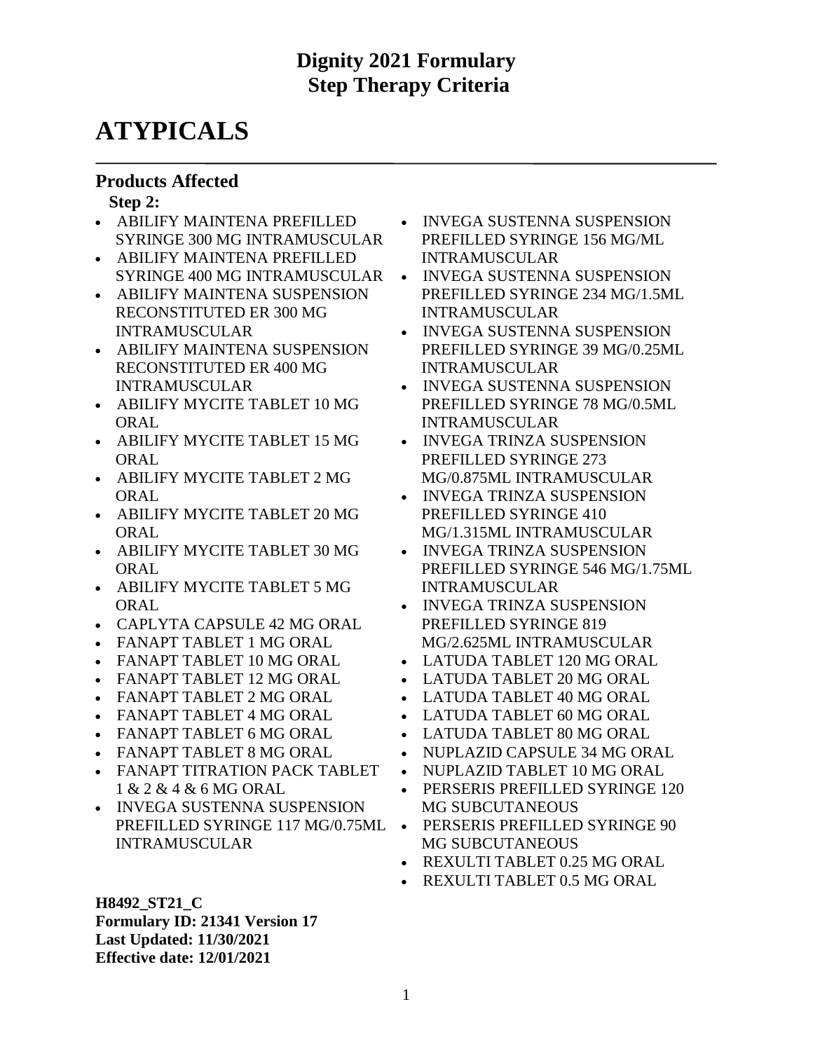# Dignity 2021 Formulary
## Step Therapy Criteria

# ATYPICALS

### Products Affected

**Step 2:**

- ABILIFY MAINTENA PREFILLED SYRINGE 300 MG INTRAMUSCULAR
- ABILIFY MAINTENA PREFILLED SYRINGE 400 MG INTRAMUSCULAR
- ABILIFY MAINTENA SUSPENSION RECONSTITUTED ER 300 MG INTRAMUSCULAR
- ABILIFY MAINTENA SUSPENSION RECONSTITUTED ER 400 MG INTRAMUSCULAR
- ABILIFY MYCITE TABLET 10 MG ORAL
- ABILIFY MYCITE TABLET 15 MG ORAL
- ABILIFY MYCITE TABLET 2 MG ORAL
- ABILIFY MYCITE TABLET 20 MG ORAL
- ABILIFY MYCITE TABLET 30 MG ORAL
- ABILIFY MYCITE TABLET 5 MG ORAL
- CAPLYTA CAPSULE 42 MG ORAL
- FANAPT TABLET 1 MG ORAL
- FANAPT TABLET 10 MG ORAL
- FANAPT TABLET 12 MG ORAL
- FANAPT TABLET 2 MG ORAL
- FANAPT TABLET 4 MG ORAL
- FANAPT TABLET 6 MG ORAL
- FANAPT TABLET 8 MG ORAL
- FANAPT TITRATION PACK TABLET 1 & 2 & 4 & 6 MG ORAL
- INVEGA SUSTENNA SUSPENSION PREFILLED SYRINGE 117 MG/0.75ML INTRAMUSCULAR
- INVEGA SUSTENNA SUSPENSION PREFILLED SYRINGE 156 MG/ML INTRAMUSCULAR
- INVEGA SUSTENNA SUSPENSION PREFILLED SYRINGE 234 MG/1.5ML INTRAMUSCULAR
- INVEGA SUSTENNA SUSPENSION PREFILLED SYRINGE 39 MG/0.25ML INTRAMUSCULAR
- INVEGA SUSTENNA SUSPENSION PREFILLED SYRINGE 78 MG/0.5ML INTRAMUSCULAR
- INVEGA TRINZA SUSPENSION PREFILLED SYRINGE 273 MG/0.875ML INTRAMUSCULAR
- INVEGA TRINZA SUSPENSION PREFILLED SYRINGE 410 MG/1.315ML INTRAMUSCULAR
- INVEGA TRINZA SUSPENSION PREFILLED SYRINGE 546 MG/1.75ML INTRAMUSCULAR
- INVEGA TRINZA SUSPENSION PREFILLED SYRINGE 819 MG/2.625ML INTRAMUSCULAR
- LATUDA TABLET 120 MG ORAL
- LATUDA TABLET 20 MG ORAL
- LATUDA TABLET 40 MG ORAL
- LATUDA TABLET 60 MG ORAL
- LATUDA TABLET 80 MG ORAL
- NUPLAZID CAPSULE 34 MG ORAL
- NUPLAZID TABLET 10 MG ORAL
- PERSERIS PREFILLED SYRINGE 120 MG SUBCUTANEOUS
- PERSERIS PREFILLED SYRINGE 90 MG SUBCUTANEOUS
- REXULTI TABLET 0.25 MG ORAL
- REXULTI TABLET 0.5 MG ORAL

**H8492_ST21_C**
**Formulary ID: 21341 Version 17**
**Last Updated: 11/30/2021**
**Effective date: 12/01/2021**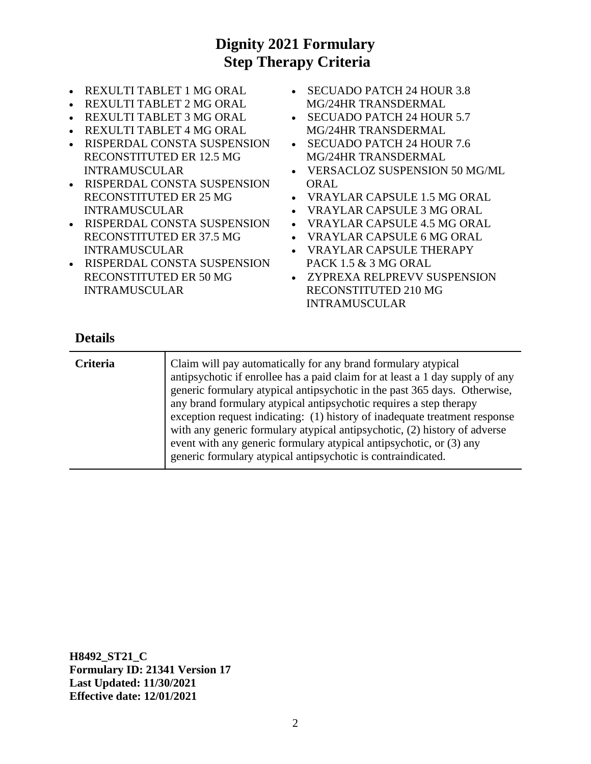# Dignity 2021 Formulary
## Step Therapy Criteria

- REXULTI TABLET 1 MG ORAL
- REXULTI TABLET 2 MG ORAL
- REXULTI TABLET 3 MG ORAL
- REXULTI TABLET 4 MG ORAL
- RISPERDAL CONSTA SUSPENSION RECONSTITUTED ER 12.5 MG INTRAMUSCULAR
- RISPERDAL CONSTA SUSPENSION RECONSTITUTED ER 25 MG INTRAMUSCULAR
- RISPERDAL CONSTA SUSPENSION RECONSTITUTED ER 37.5 MG INTRAMUSCULAR
- RISPERDAL CONSTA SUSPENSION RECONSTITUTED ER 50 MG INTRAMUSCULAR
- SECUADO PATCH 24 HOUR 3.8 MG/24HR TRANSDERMAL
- SECUADO PATCH 24 HOUR 5.7 MG/24HR TRANSDERMAL
- SECUADO PATCH 24 HOUR 7.6 MG/24HR TRANSDERMAL
- VERSACLOZ SUSPENSION 50 MG/ML ORAL
- VRAYLAR CAPSULE 1.5 MG ORAL
- VRAYLAR CAPSULE 3 MG ORAL
- VRAYLAR CAPSULE 4.5 MG ORAL
- VRAYLAR CAPSULE 6 MG ORAL
- VRAYLAR CAPSULE THERAPY PACK 1.5 & 3 MG ORAL
- ZYPREXA RELPREVV SUSPENSION RECONSTITUTED 210 MG INTRAMUSCULAR

## Details

| | |
|---|---|
| **Criteria** | Claim will pay automatically for any brand formulary atypical antipsychotic if enrollee has a paid claim for at least a 1 day supply of any generic formulary atypical antipsychotic in the past 365 days. Otherwise, any brand formulary atypical antipsychotic requires a step therapy exception request indicating: (1) history of inadequate treatment response with any generic formulary atypical antipsychotic, (2) history of adverse event with any generic formulary atypical antipsychotic, or (3) any generic formulary atypical antipsychotic is contraindicated. |

**H8492_ST21_C**
**Formulary ID: 21341 Version 17**
**Last Updated: 11/30/2021**
**Effective date: 12/01/2021**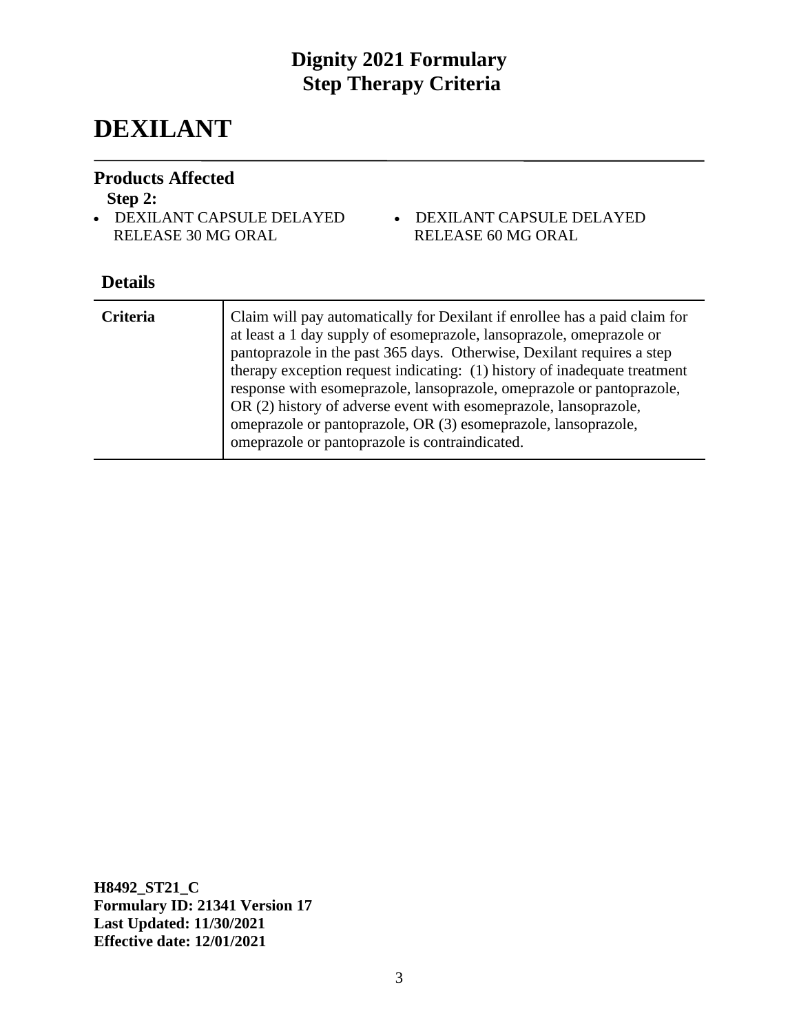# Dignity 2021 Formulary
## Step Therapy Criteria

# DEXILANT

### Products Affected

**Step 2:**

- DEXILANT CAPSULE DELAYED RELEASE 30 MG ORAL
- DEXILANT CAPSULE DELAYED RELEASE 60 MG ORAL

### Details

| | |
|---|---|
| **Criteria** | Claim will pay automatically for Dexilant if enrollee has a paid claim for at least a 1 day supply of esomeprazole, lansoprazole, omeprazole or pantoprazole in the past 365 days. Otherwise, Dexilant requires a step therapy exception request indicating: (1) history of inadequate treatment response with esomeprazole, lansoprazole, omeprazole or pantoprazole, OR (2) history of adverse event with esomeprazole, lansoprazole, omeprazole or pantoprazole, OR (3) esomeprazole, lansoprazole, omeprazole or pantoprazole is contraindicated. |

**H8492_ST21_C**
**Formulary ID: 21341 Version 17**
**Last Updated: 11/30/2021**
**Effective date: 12/01/2021**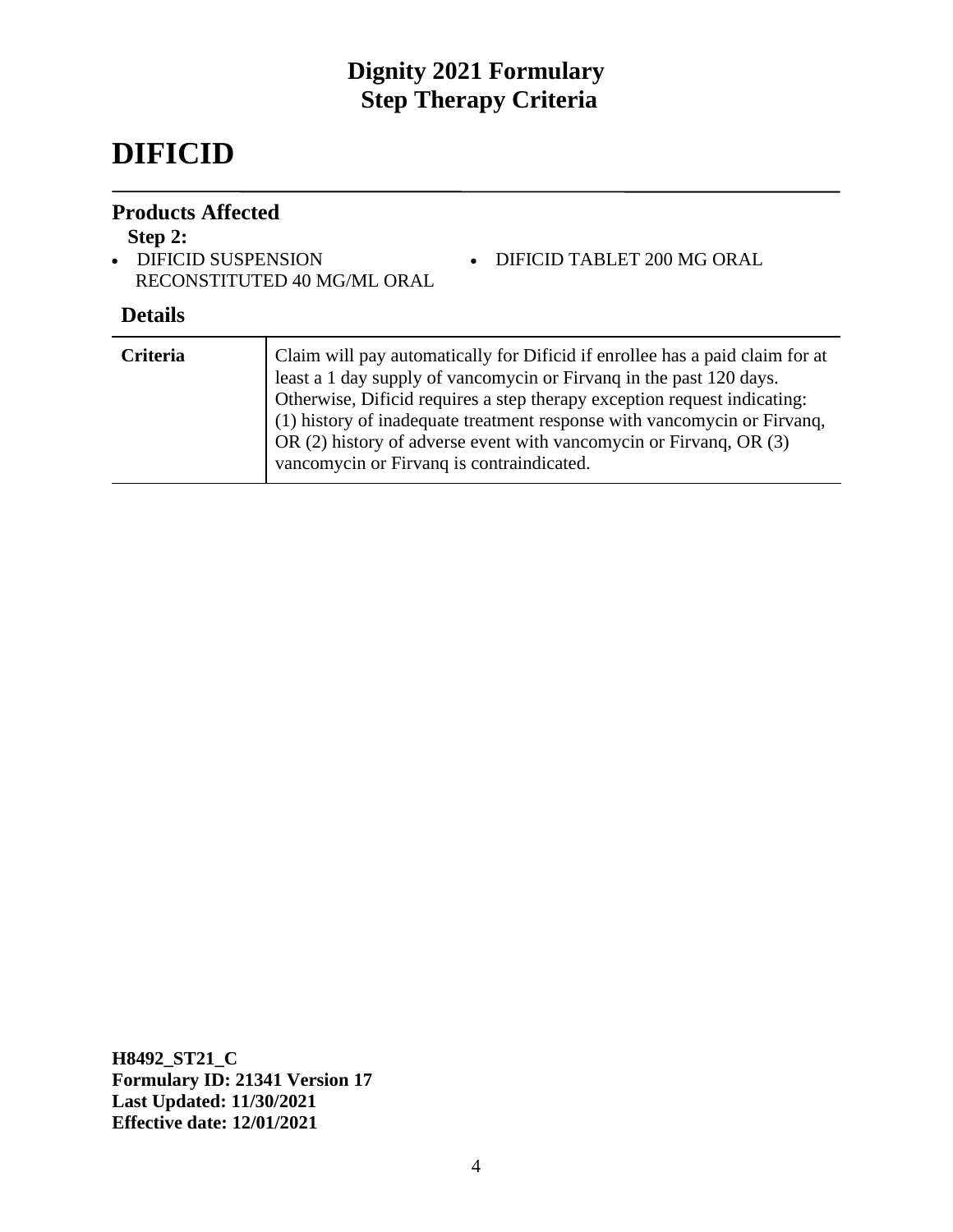# DIFICID

## Products Affected

**Step 2:**

- DIFICID SUSPENSION RECONSTITUTED 40 MG/ML ORAL
- DIFICID TABLET 200 MG ORAL

## Details

| | |
|---|---|
| **Criteria** | Claim will pay automatically for Dificid if enrollee has a paid claim for at least a 1 day supply of vancomycin or Firvanq in the past 120 days. Otherwise, Dificid requires a step therapy exception request indicating: (1) history of inadequate treatment response with vancomycin or Firvanq, OR (2) history of adverse event with vancomycin or Firvanq, OR (3) vancomycin or Firvanq is contraindicated. |

**H8492_ST21_C**
**Formulary ID: 21341 Version 17**
**Last Updated: 11/30/2021**
**Effective date: 12/01/2021**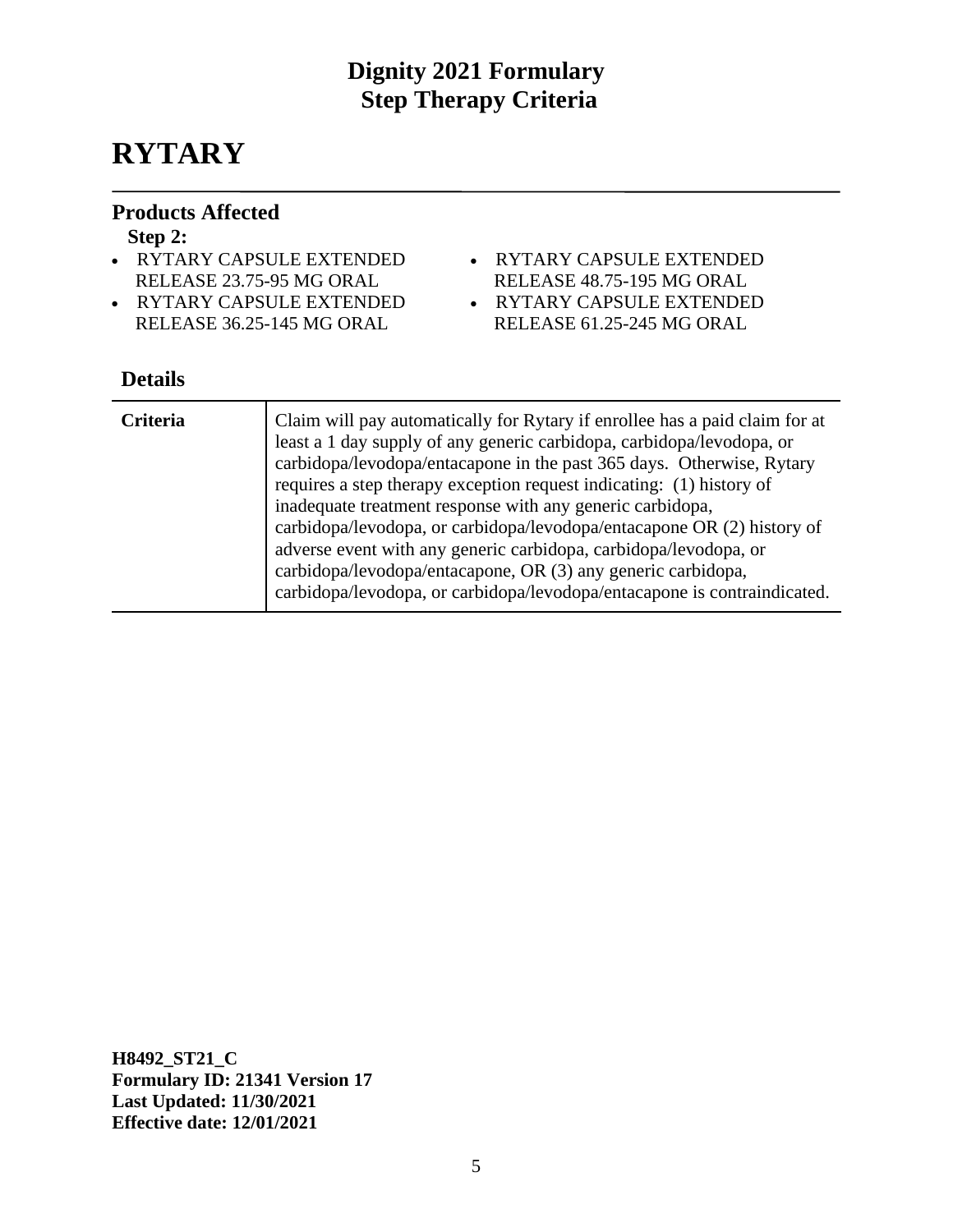## Dignity 2021 Formulary
## Step Therapy Criteria

# RYTARY

### Products Affected

**Step 2:**

- RYTARY CAPSULE EXTENDED RELEASE 23.75-95 MG ORAL
- RYTARY CAPSULE EXTENDED RELEASE 36.25-145 MG ORAL
- RYTARY CAPSULE EXTENDED RELEASE 48.75-195 MG ORAL
- RYTARY CAPSULE EXTENDED RELEASE 61.25-245 MG ORAL

### Details

| | |
|---|---|
| **Criteria** | Claim will pay automatically for Rytary if enrollee has a paid claim for at least a 1 day supply of any generic carbidopa, carbidopa/levodopa, or carbidopa/levodopa/entacapone in the past 365 days. Otherwise, Rytary requires a step therapy exception request indicating: (1) history of inadequate treatment response with any generic carbidopa, carbidopa/levodopa, or carbidopa/levodopa/entacapone OR (2) history of adverse event with any generic carbidopa, carbidopa/levodopa, or carbidopa/levodopa/entacapone, OR (3) any generic carbidopa, carbidopa/levodopa, or carbidopa/levodopa/entacapone is contraindicated. |

**H8492_ST21_C**
**Formulary ID: 21341 Version 17**
**Last Updated: 11/30/2021**
**Effective date: 12/01/2021**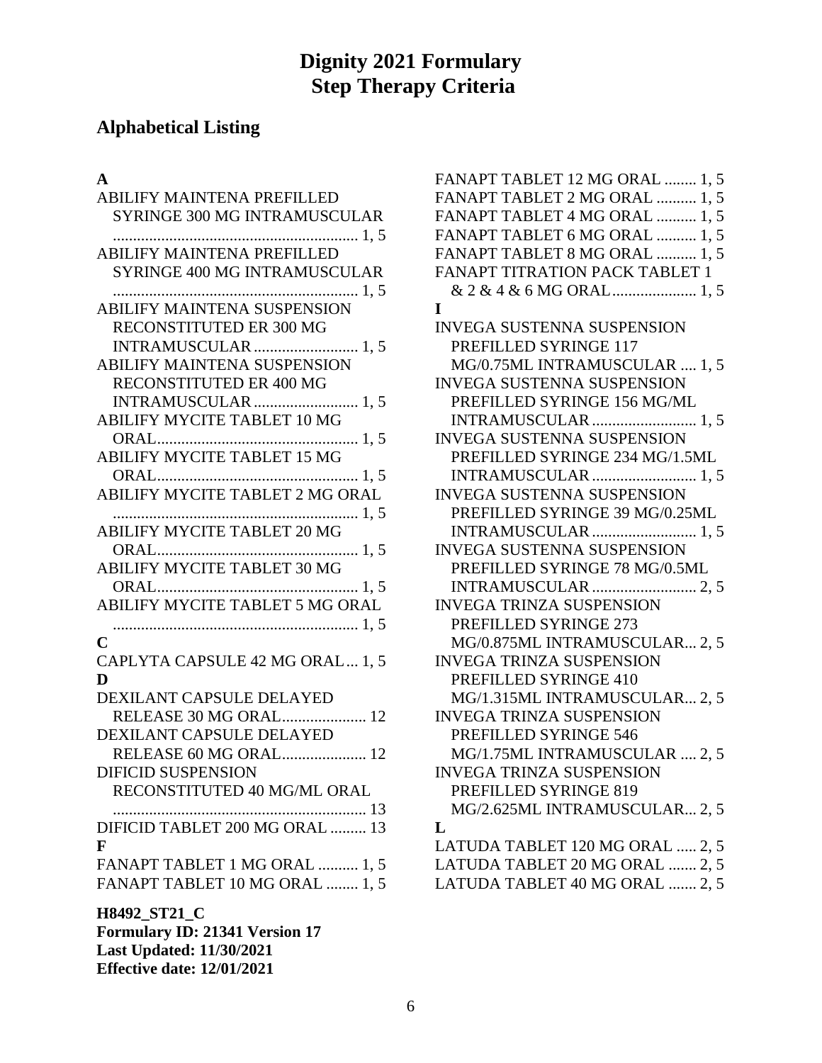# Dignity 2021 Formulary
# Step Therapy Criteria

## Alphabetical Listing

**A**

ABILIFY MAINTENA PREFILLED SYRINGE 300 MG INTRAMUSCULAR ............ 1, 5
ABILIFY MAINTENA PREFILLED SYRINGE 400 MG INTRAMUSCULAR ............ 1, 5
ABILIFY MAINTENA SUSPENSION RECONSTITUTED ER 300 MG INTRAMUSCULAR ............ 1, 5
ABILIFY MAINTENA SUSPENSION RECONSTITUTED ER 400 MG INTRAMUSCULAR ............ 1, 5
ABILIFY MYCITE TABLET 10 MG ORAL ............ 1, 5
ABILIFY MYCITE TABLET 15 MG ORAL ............ 1, 5
ABILIFY MYCITE TABLET 2 MG ORAL ............ 1, 5
ABILIFY MYCITE TABLET 20 MG ORAL ............ 1, 5
ABILIFY MYCITE TABLET 30 MG ORAL ............ 1, 5
ABILIFY MYCITE TABLET 5 MG ORAL ............ 1, 5

**C**

CAPLYTA CAPSULE 42 MG ORAL ... 1, 5

**D**

DEXILANT CAPSULE DELAYED RELEASE 30 MG ORAL ............ 12
DEXILANT CAPSULE DELAYED RELEASE 60 MG ORAL ............ 12
DIFICID SUSPENSION RECONSTITUTED 40 MG/ML ORAL ............ 13
DIFICID TABLET 200 MG ORAL ......... 13

**F**

FANAPT TABLET 1 MG ORAL .......... 1, 5
FANAPT TABLET 10 MG ORAL ........ 1, 5
FANAPT TABLET 12 MG ORAL ........ 1, 5
FANAPT TABLET 2 MG ORAL .......... 1, 5
FANAPT TABLET 4 MG ORAL .......... 1, 5
FANAPT TABLET 6 MG ORAL .......... 1, 5
FANAPT TABLET 8 MG ORAL .......... 1, 5
FANAPT TITRATION PACK TABLET 1 & 2 & 4 & 6 MG ORAL ............ 1, 5

**I**

INVEGA SUSTENNA SUSPENSION PREFILLED SYRINGE 117 MG/0.75ML INTRAMUSCULAR .... 1, 5
INVEGA SUSTENNA SUSPENSION PREFILLED SYRINGE 156 MG/ML INTRAMUSCULAR ............ 1, 5
INVEGA SUSTENNA SUSPENSION PREFILLED SYRINGE 234 MG/1.5ML INTRAMUSCULAR ............ 1, 5
INVEGA SUSTENNA SUSPENSION PREFILLED SYRINGE 39 MG/0.25ML INTRAMUSCULAR ............ 1, 5
INVEGA SUSTENNA SUSPENSION PREFILLED SYRINGE 78 MG/0.5ML INTRAMUSCULAR ............ 2, 5
INVEGA TRINZA SUSPENSION PREFILLED SYRINGE 273 MG/0.875ML INTRAMUSCULAR... 2, 5
INVEGA TRINZA SUSPENSION PREFILLED SYRINGE 410 MG/1.315ML INTRAMUSCULAR... 2, 5
INVEGA TRINZA SUSPENSION PREFILLED SYRINGE 546 MG/1.75ML INTRAMUSCULAR .... 2, 5
INVEGA TRINZA SUSPENSION PREFILLED SYRINGE 819 MG/2.625ML INTRAMUSCULAR... 2, 5

**L**

LATUDA TABLET 120 MG ORAL ..... 2, 5
LATUDA TABLET 20 MG ORAL ....... 2, 5
LATUDA TABLET 40 MG ORAL ....... 2, 5

**H8492_ST21_C**
**Formulary ID: 21341 Version 17**
**Last Updated: 11/30/2021**
**Effective date: 12/01/2021**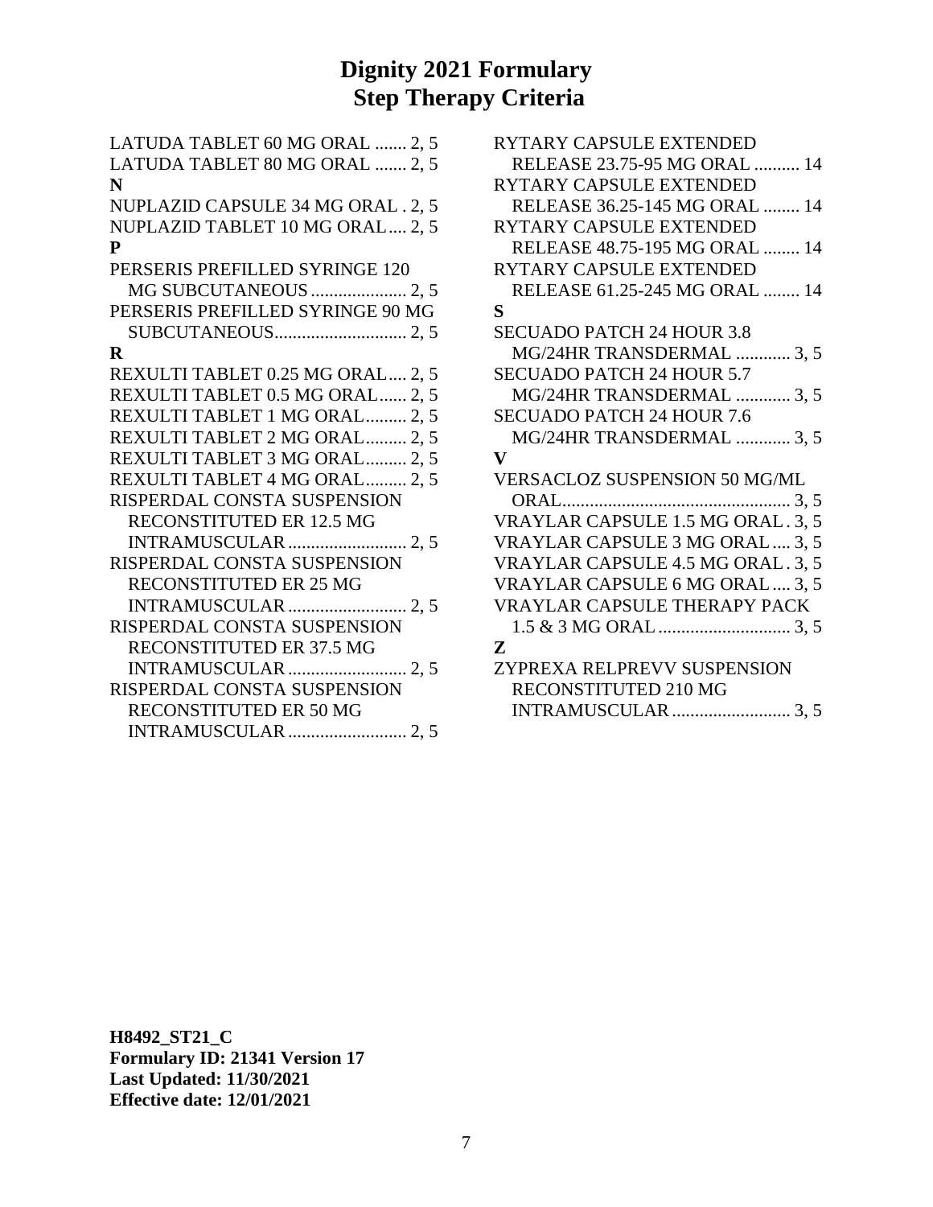# Dignity 2021 Formulary
## Step Therapy Criteria

LATUDA TABLET 60 MG ORAL ....... 2, 5
LATUDA TABLET 80 MG ORAL ....... 2, 5

**N**

NUPLAZID CAPSULE 34 MG ORAL . 2, 5
NUPLAZID TABLET 10 MG ORAL.... 2, 5

**P**

PERSERIS PREFILLED SYRINGE 120 MG SUBCUTANEOUS..................... 2, 5
PERSERIS PREFILLED SYRINGE 90 MG SUBCUTANEOUS............................. 2, 5

**R**

REXULTI TABLET 0.25 MG ORAL.... 2, 5
REXULTI TABLET 0.5 MG ORAL...... 2, 5
REXULTI TABLET 1 MG ORAL......... 2, 5
REXULTI TABLET 2 MG ORAL......... 2, 5
REXULTI TABLET 3 MG ORAL......... 2, 5
REXULTI TABLET 4 MG ORAL......... 2, 5
RISPERDAL CONSTA SUSPENSION RECONSTITUTED ER 12.5 MG INTRAMUSCULAR.......................... 2, 5
RISPERDAL CONSTA SUSPENSION RECONSTITUTED ER 25 MG INTRAMUSCULAR.......................... 2, 5
RISPERDAL CONSTA SUSPENSION RECONSTITUTED ER 37.5 MG INTRAMUSCULAR.......................... 2, 5
RISPERDAL CONSTA SUSPENSION RECONSTITUTED ER 50 MG INTRAMUSCULAR.......................... 2, 5
RYTARY CAPSULE EXTENDED RELEASE 23.75-95 MG ORAL .......... 14
RYTARY CAPSULE EXTENDED RELEASE 36.25-145 MG ORAL ........ 14
RYTARY CAPSULE EXTENDED RELEASE 48.75-195 MG ORAL ........ 14
RYTARY CAPSULE EXTENDED RELEASE 61.25-245 MG ORAL ........ 14

**S**

SECUADO PATCH 24 HOUR 3.8 MG/24HR TRANSDERMAL ............ 3, 5
SECUADO PATCH 24 HOUR 5.7 MG/24HR TRANSDERMAL ............ 3, 5
SECUADO PATCH 24 HOUR 7.6 MG/24HR TRANSDERMAL ............ 3, 5

**V**

VERSACLOZ SUSPENSION 50 MG/ML ORAL.................................................. 3, 5
VRAYLAR CAPSULE 1.5 MG ORAL . 3, 5
VRAYLAR CAPSULE 3 MG ORAL .... 3, 5
VRAYLAR CAPSULE 4.5 MG ORAL . 3, 5
VRAYLAR CAPSULE 6 MG ORAL .... 3, 5
VRAYLAR CAPSULE THERAPY PACK 1.5 & 3 MG ORAL............................. 3, 5

**Z**

ZYPREXA RELPREVV SUSPENSION RECONSTITUTED 210 MG INTRAMUSCULAR.......................... 3, 5

**H8492_ST21_C**
**Formulary ID: 21341 Version 17**
**Last Updated: 11/30/2021**
**Effective date: 12/01/2021**